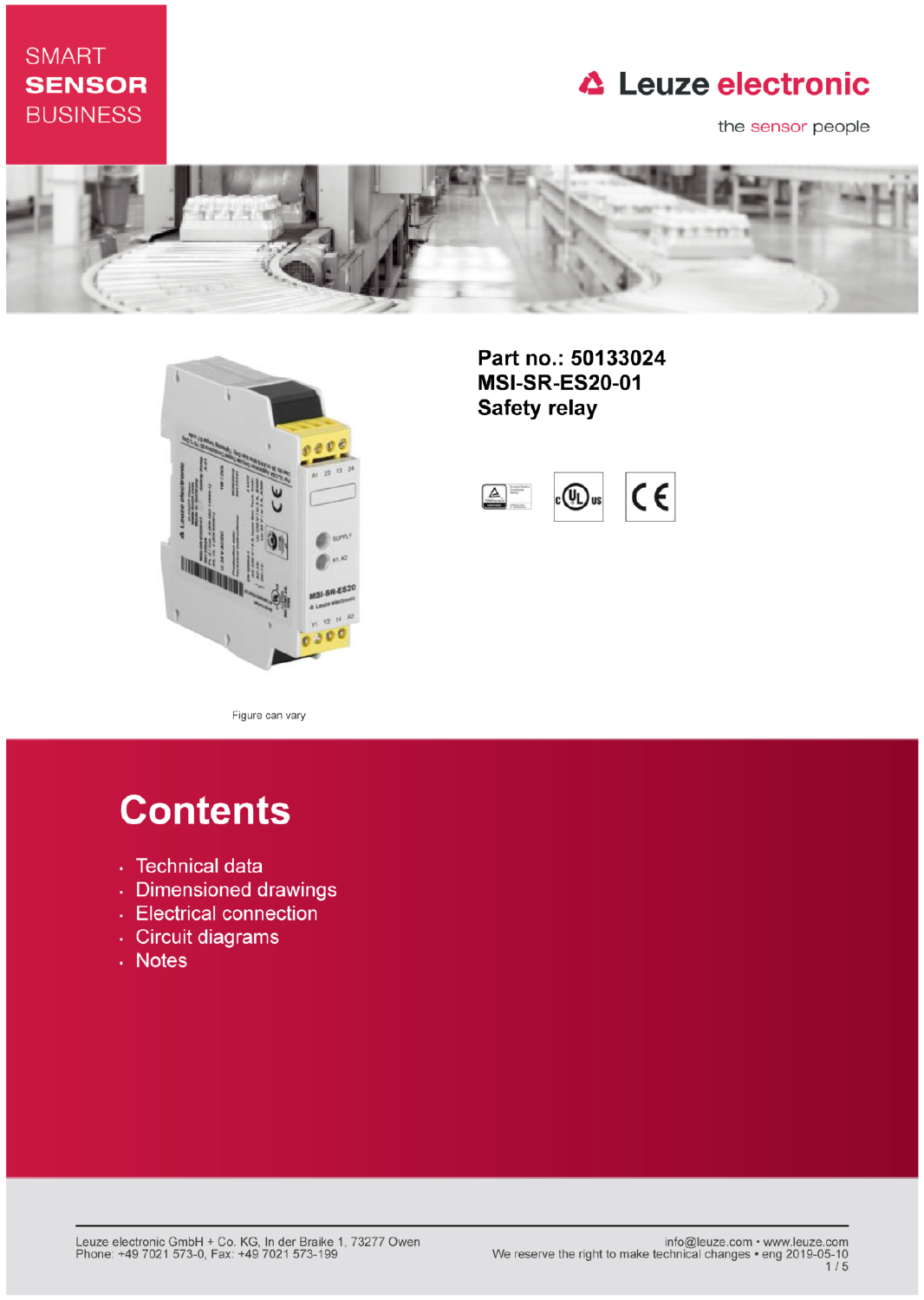SMART
**SENSOR**
BUSINESS

Leuze electronic

the sensor people

**Part no.: 50133024**
**MSI-SR-ES20-01**
**Safety relay**

Figure can vary

# Contents

- Technical data
- Dimensioned drawings
- Electrical connection
- Circuit diagrams
- Notes

Leuze electronic GmbH + Co. KG, In der Braike 1, 73277 Owen
Phone: +49 7021 573-0, Fax: +49 7021 573-199

info@leuze.com • www.leuze.com
We reserve the right to make technical changes • eng 2019-05-10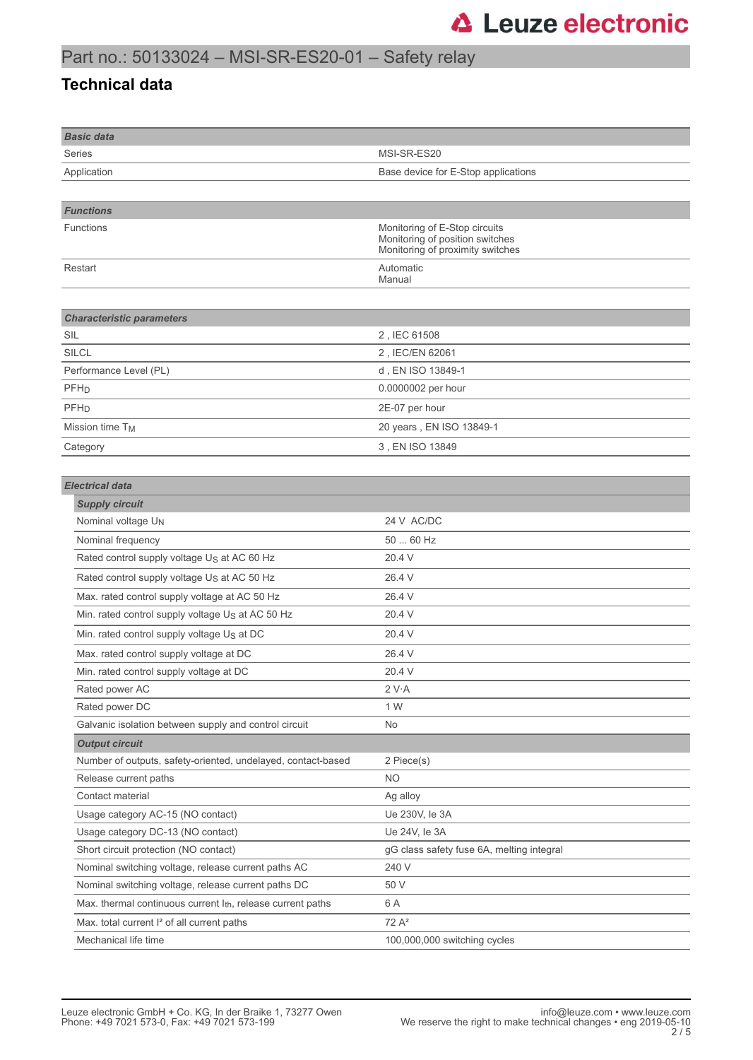# Part no.: 50133024 – MSI-SR-ES20-01 – Safety relay

## Technical data

| | |
|---|---|
| ***Basic data*** | |
| Series | MSI-SR-ES20 |
| Application | Base device for E-Stop applications |

| | |
|---|---|
| ***Functions*** | |
| Functions | Monitoring of E-Stop circuits<br>Monitoring of position switches<br>Monitoring of proximity switches |
| Restart | Automatic<br>Manual |

| | |
|---|---|
| ***Characteristic parameters*** | |
| SIL | 2 , IEC 61508 |
| SILCL | 2 , IEC/EN 62061 |
| Performance Level (PL) | d , EN ISO 13849-1 |
| $PFH_D$ | 0.0000002 per hour |
| $PFH_D$ | 2E-07 per hour |
| Mission time $T_M$ | 20 years , EN ISO 13849-1 |
| Category | 3 , EN ISO 13849 |

| | |
|---|---|
| ***Electrical data*** | |
| ***Supply circuit*** | |
| Nominal voltage $U_N$ | 24 V AC/DC |
| Nominal frequency | 50 ... 60 Hz |
| Rated control supply voltage $U_S$ at AC 60 Hz | 20.4 V |
| Rated control supply voltage $U_S$ at AC 50 Hz | 26.4 V |
| Max. rated control supply voltage at AC 50 Hz | 26.4 V |
| Min. rated control supply voltage $U_S$ at AC 50 Hz | 20.4 V |
| Min. rated control supply voltage $U_S$ at DC | 20.4 V |
| Max. rated control supply voltage at DC | 26.4 V |
| Min. rated control supply voltage at DC | 20.4 V |
| Rated power AC | 2 V·A |
| Rated power DC | 1 W |
| Galvanic isolation between supply and control circuit | No |
| ***Output circuit*** | |
| Number of outputs, safety-oriented, undelayed, contact-based | 2 Piece(s) |
| Release current paths | NO |
| Contact material | Ag alloy |
| Usage category AC-15 (NO contact) | Ue 230V, Ie 3A |
| Usage category DC-13 (NO contact) | Ue 24V, Ie 3A |
| Short circuit protection (NO contact) | gG class safety fuse 6A, melting integral |
| Nominal switching voltage, release current paths AC | 240 V |
| Nominal switching voltage, release current paths DC | 50 V |
| Max. thermal continuous current $I_{th}$, release current paths | 6 A |
| Max. total current $I^2$ of all current paths | 72 $A^2$ |
| Mechanical life time | 100,000,000 switching cycles |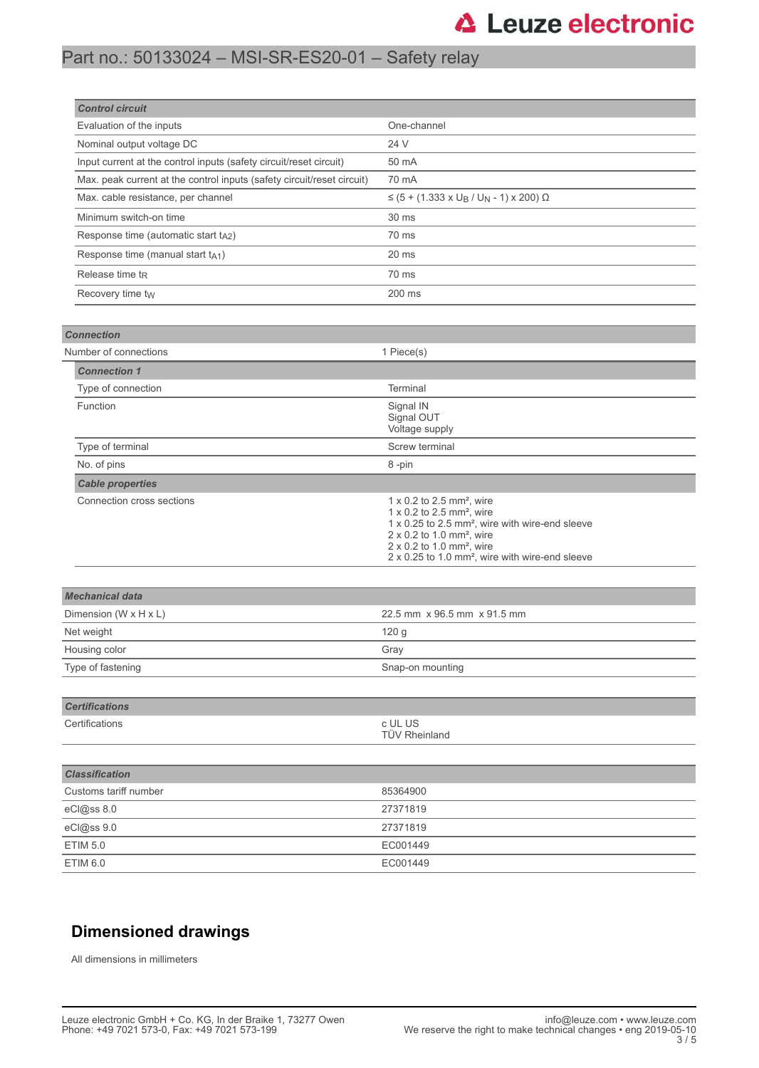# Part no.: 50133024 – MSI-SR-ES20-01 – Safety relay

| Control circuit | |
|---|---|
| Evaluation of the inputs | One-channel |
| Nominal output voltage DC | 24 V |
| Input current at the control inputs (safety circuit/reset circuit) | 50 mA |
| Max. peak current at the control inputs (safety circuit/reset circuit) | 70 mA |
| Max. cable resistance, per channel | $\leq (5 + (1.333 \times U_B / U_N - 1) \times 200)\ \Omega$ |
| Minimum switch-on time | 30 ms |
| Response time (automatic start $t_{A2}$) | 70 ms |
| Response time (manual start $t_{A1}$) | 20 ms |
| Release time $t_R$ | 70 ms |
| Recovery time $t_W$ | 200 ms |

| Connection | |
|---|---|
| Number of connections | 1 Piece(s) |

| Connection 1 | |
|---|---|
| Type of connection | Terminal |
| Function | Signal IN<br>Signal OUT<br>Voltage supply |
| Type of terminal | Screw terminal |
| No. of pins | 8 -pin |
| **Cable properties** | |
| Connection cross sections | 1 x 0.2 to 2.5 mm², wire<br>1 x 0.2 to 2.5 mm², wire<br>1 x 0.25 to 2.5 mm², wire with wire-end sleeve<br>2 x 0.2 to 1.0 mm², wire<br>2 x 0.2 to 1.0 mm², wire<br>2 x 0.25 to 1.0 mm², wire with wire-end sleeve |

| Mechanical data | |
|---|---|
| Dimension (W x H x L) | 22.5 mm x 96.5 mm x 91.5 mm |
| Net weight | 120 g |
| Housing color | Gray |
| Type of fastening | Snap-on mounting |

| Certifications | |
|---|---|
| Certifications | c UL US<br>TÜV Rheinland |

| Classification | |
|---|---|
| Customs tariff number | 85364900 |
| eCl@ss 8.0 | 27371819 |
| eCl@ss 9.0 | 27371819 |
| ETIM 5.0 | EC001449 |
| ETIM 6.0 | EC001449 |

## Dimensioned drawings

All dimensions in millimeters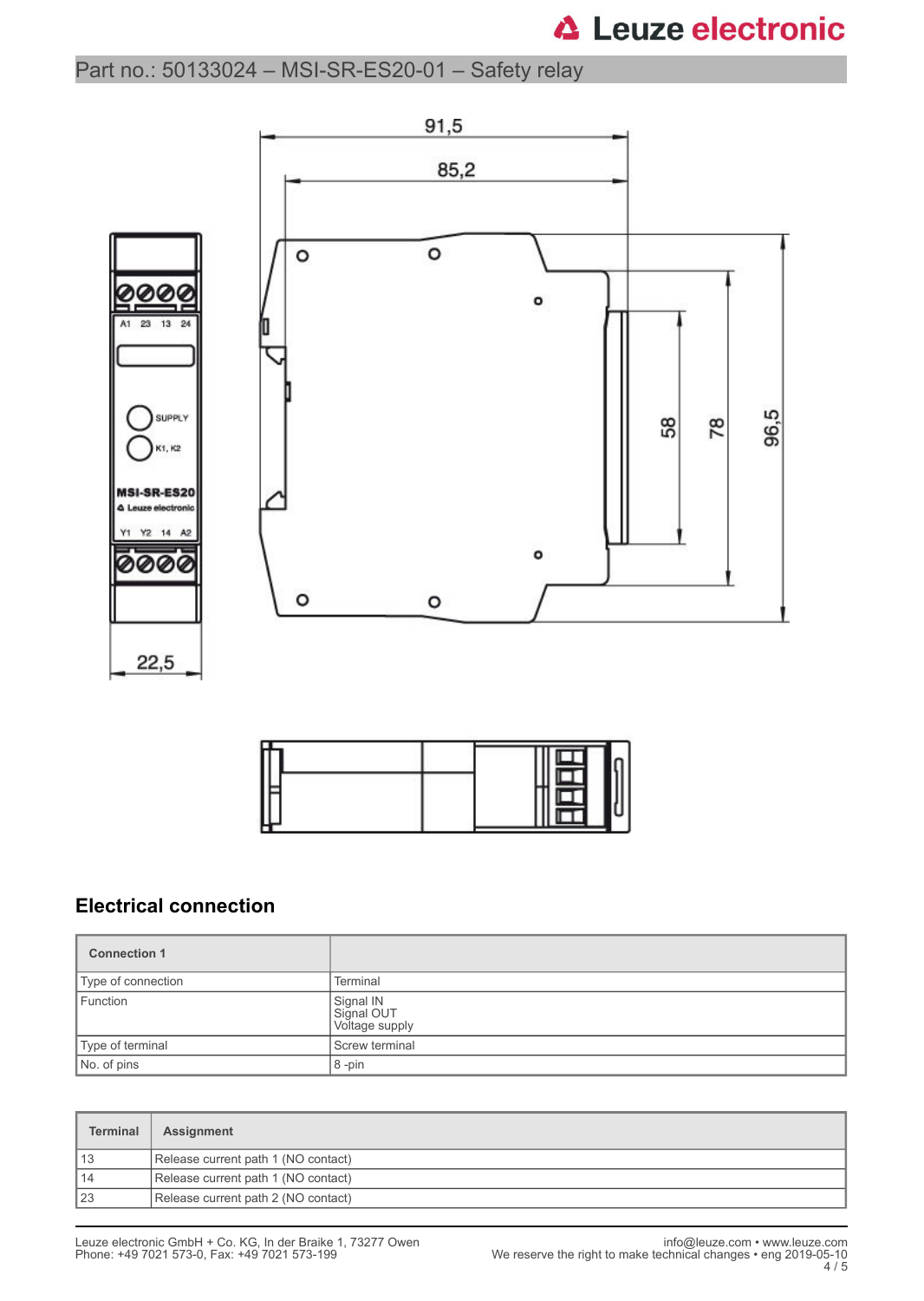Part no.: 50133024 – MSI-SR-ES20-01 – Safety relay

91,5

85,2

A1 23 13 24

SUPPLY

K1, K2

MSI-SR-ES20

Leuze electronic

Y1 Y2 14 A2

22,5

58

78

96,5

## Electrical connection

| Connection 1 | |
|---|---|
| Type of connection | Terminal |
| Function | Signal IN<br>Signal OUT<br>Voltage supply |
| Type of terminal | Screw terminal |
| No. of pins | 8 -pin |

| Terminal | Assignment |
|---|---|
| 13 | Release current path 1 (NO contact) |
| 14 | Release current path 1 (NO contact) |
| 23 | Release current path 2 (NO contact) |

Leuze electronic GmbH + Co. KG, In der Braike 1, 73277 Owen
Phone: +49 7021 573-0, Fax: +49 7021 573-199

info@leuze.com • www.leuze.com
We reserve the right to make technical changes • eng 2019-05-10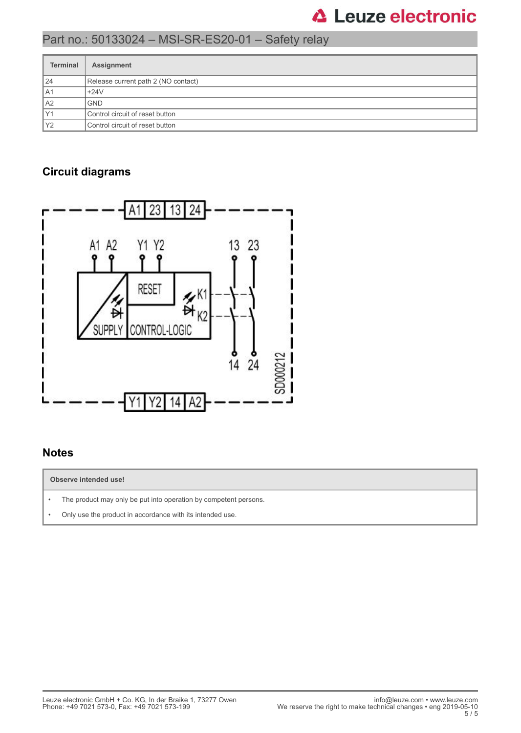| Terminal | Assignment |
| --- | --- |
| 24 | Release current path 2 (NO contact) |
| A1 | +24V |
| A2 | GND |
| Y1 | Control circuit of reset button |
| Y2 | Control circuit of reset button |

## Circuit diagrams

A1 23 13 24

A1 A2 Y1 Y2 13 23

RESET

K1

K2

SUPPLY CONTROL-LOGIC

14 24

SD000212

Y1 Y2 14 A2

## Notes

| Observe intended use! |
| --- |
| • The product may only be put into operation by competent persons. |
| • Only use the product in accordance with its intended use. |